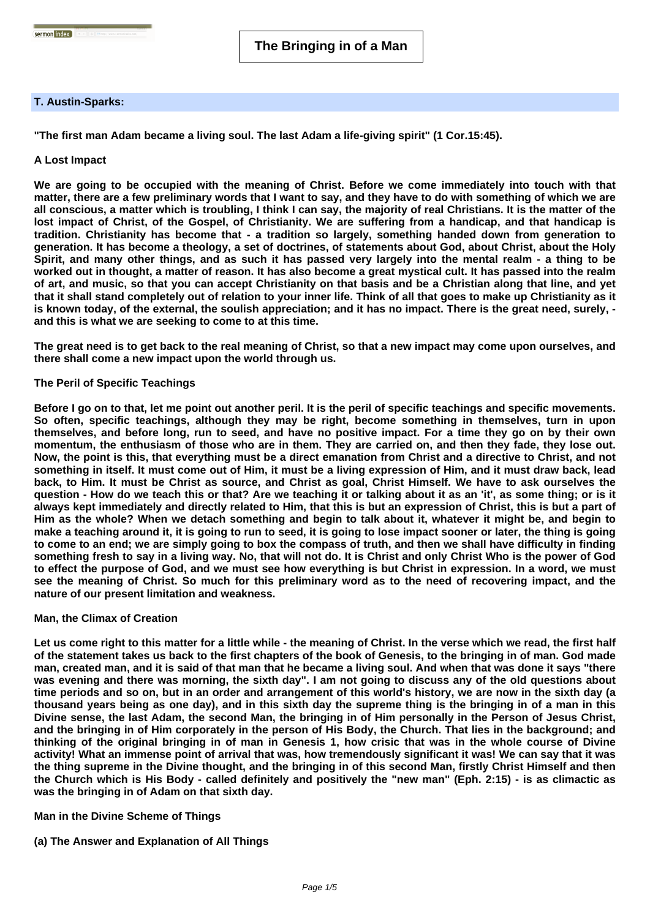# The Bringing in of a Man

**T. Austin-Sparks:**

**"The first man Adam became a living soul. The last Adam a life-giving spirit" (1 Cor.15:45).**

## A Lost Impact

**We are going to be occupied with the meaning of Christ. Before we come immediately into touch with that matter, there are a few preliminary words that I want to say, and they have to do with something of which we are all conscious, a matter which is troubling, I think I can say, the majority of real Christians. It is the matter of the lost impact of Christ, of the Gospel, of Christianity. We are suffering from a handicap, and that handicap is tradition. Christianity has become that - a tradition so largely, something handed down from generation to generation. It has become a theology, a set of doctrines, of statements about God, about Christ, about the Holy Spirit, and many other things, and as such it has passed very largely into the mental realm - a thing to be worked out in thought, a matter of reason. It has also become a great mystical cult. It has passed into the realm of art, and music, so that you can accept Christianity on that basis and be a Christian along that line, and yet that it shall stand completely out of relation to your inner life. Think of all that goes to make up Christianity as it is known today, of the external, the soulish appreciation; and it has no impact. There is the great need, surely, - and this is what we are seeking to come to at this time.**

**The great need is to get back to the real meaning of Christ, so that a new impact may come upon ourselves, and there shall come a new impact upon the world through us.**

## The Peril of Specific Teachings

**Before I go on to that, let me point out another peril. It is the peril of specific teachings and specific movements. So often, specific teachings, although they may be right, become something in themselves, turn in upon themselves, and before long, run to seed, and have no positive impact. For a time they go on by their own momentum, the enthusiasm of those who are in them. They are carried on, and then they fade, they lose out. Now, the point is this, that everything must be a direct emanation from Christ and a directive to Christ, and not something in itself. It must come out of Him, it must be a living expression of Him, and it must draw back, lead back, to Him. It must be Christ as source, and Christ as goal, Christ Himself. We have to ask ourselves the question - How do we teach this or that? Are we teaching it or talking about it as an 'it', as some thing; or is it always kept immediately and directly related to Him, that this is but an expression of Christ, this is but a part of Him as the whole? When we detach something and begin to talk about it, whatever it might be, and begin to make a teaching around it, it is going to run to seed, it is going to lose impact sooner or later, the thing is going to come to an end; we are simply going to box the compass of truth, and then we shall have difficulty in finding something fresh to say in a living way. No, that will not do. It is Christ and only Christ Who is the power of God to effect the purpose of God, and we must see how everything is but Christ in expression. In a word, we must see the meaning of Christ. So much for this preliminary word as to the need of recovering impact, and the nature of our present limitation and weakness.**

## Man, the Climax of Creation

**Let us come right to this matter for a little while - the meaning of Christ. In the verse which we read, the first half of the statement takes us back to the first chapters of the book of Genesis, to the bringing in of man. God made man, created man, and it is said of that man that he became a living soul. And when that was done it says "there was evening and there was morning, the sixth day". I am not going to discuss any of the old questions about time periods and so on, but in an order and arrangement of this world's history, we are now in the sixth day (a thousand years being as one day), and in this sixth day the supreme thing is the bringing in of a man in this Divine sense, the last Adam, the second Man, the bringing in of Him personally in the Person of Jesus Christ, and the bringing in of Him corporately in the person of His Body, the Church. That lies in the background; and thinking of the original bringing in of man in Genesis 1, how crisic that was in the whole course of Divine activity! What an immense point of arrival that was, how tremendously significant it was! We can say that it was the thing supreme in the Divine thought, and the bringing in of this second Man, firstly Christ Himself and then the Church which is His Body - called definitely and positively the "new man" (Eph. 2:15) - is as climactic as was the bringing in of Adam on that sixth day.**

## Man in the Divine Scheme of Things

### (a) The Answer and Explanation of All Things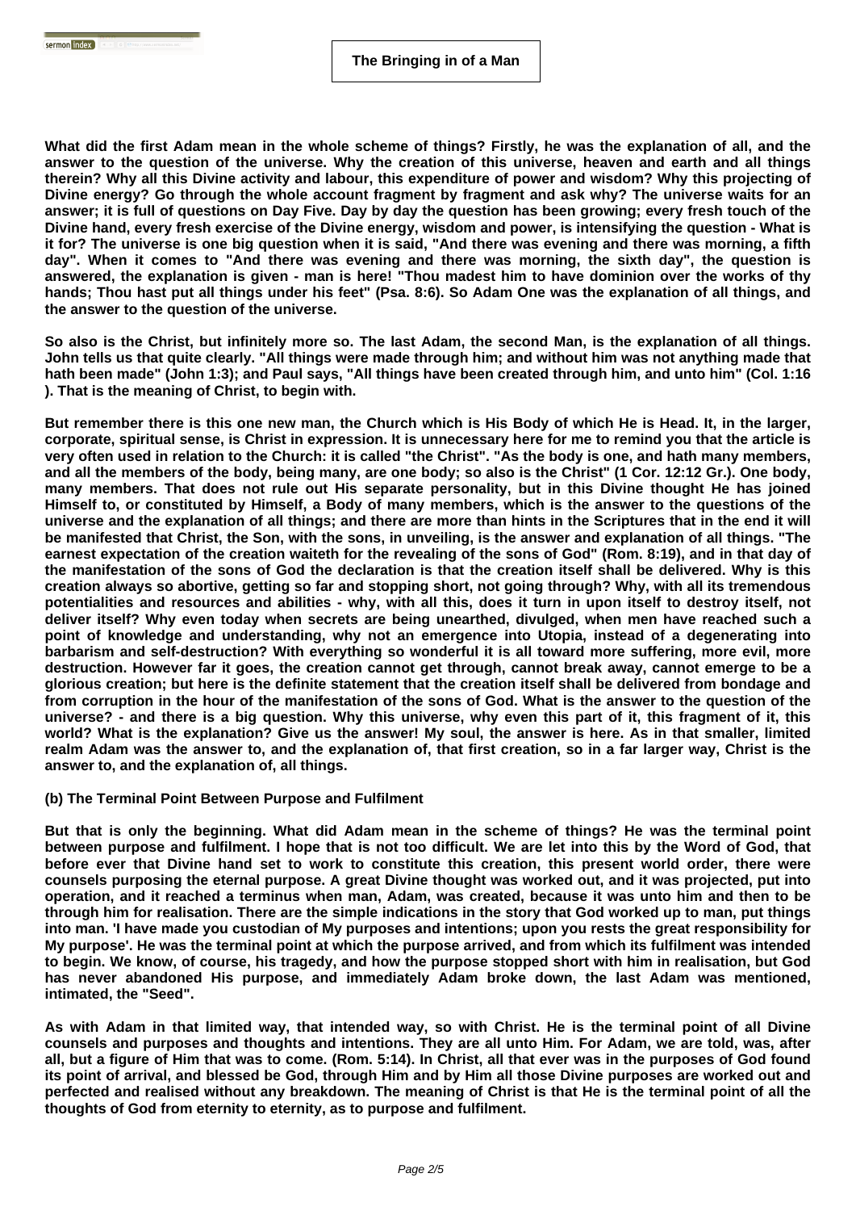What did the first Adam mean in the whole scheme of things? Firstly, he was the explanation of all, and the answer to the question of the universe. Why the creation of this universe, heaven and earth and all things therein? Why all this Divine activity and labour, this expenditure of power and wisdom? Why this projecting of Divine energy? Go through the whole account fragment by fragment and ask why? The universe waits for an answer; it is full of questions on Day Five. Day by day the question has been growing; every fresh touch of the Divine hand, every fresh exercise of the Divine energy, wisdom and power, is intensifying the question - What is it for? The universe is one big question when it is said, "And there was evening and there was morning, a fifth day". When it comes to "And there was evening and there was morning, the sixth day", the question is answered, the explanation is given - man is here! "Thou madest him to have dominion over the works of thy hands; Thou hast put all things under his feet" (Psa. 8:6). So Adam One was the explanation of all things, and the answer to the question of the universe.

So also is the Christ, but infinitely more so. The last Adam, the second Man, is the explanation of all things. John tells us that quite clearly. "All things were made through him; and without him was not anything made that hath been made" (John 1:3); and Paul says, "All things have been created through him, and unto him" (Col. 1:16 ). That is the meaning of Christ, to begin with.

But remember there is this one new man, the Church which is His Body of which He is Head. It, in the larger, corporate, spiritual sense, is Christ in expression. It is unnecessary here for me to remind you that the article is very often used in relation to the Church: it is called "the Christ". "As the body is one, and hath many members, and all the members of the body, being many, are one body; so also is the Christ" (1 Cor. 12:12 Gr.). One body, many members. That does not rule out His separate personality, but in this Divine thought He has joined Himself to, or constituted by Himself, a Body of many members, which is the answer to the questions of the universe and the explanation of all things; and there are more than hints in the Scriptures that in the end it will be manifested that Christ, the Son, with the sons, in unveiling, is the answer and explanation of all things. "The earnest expectation of the creation waiteth for the revealing of the sons of God" (Rom. 8:19), and in that day of the manifestation of the sons of God the declaration is that the creation itself shall be delivered. Why is this creation always so abortive, getting so far and stopping short, not going through? Why, with all its tremendous potentialities and resources and abilities - why, with all this, does it turn in upon itself to destroy itself, not deliver itself? Why even today when secrets are being unearthed, divulged, when men have reached such a point of knowledge and understanding, why not an emergence into Utopia, instead of a degenerating into barbarism and self-destruction? With everything so wonderful it is all toward more suffering, more evil, more destruction. However far it goes, the creation cannot get through, cannot break away, cannot emerge to be a glorious creation; but here is the definite statement that the creation itself shall be delivered from bondage and from corruption in the hour of the manifestation of the sons of God. What is the answer to the question of the universe? - and there is a big question. Why this universe, why even this part of it, this fragment of it, this world? What is the explanation? Give us the answer! My soul, the answer is here. As in that smaller, limited realm Adam was the answer to, and the explanation of, that first creation, so in a far larger way, Christ is the answer to, and the explanation of, all things.

**(b) The Terminal Point Between Purpose and Fulfilment**

But that is only the beginning. What did Adam mean in the scheme of things? He was the terminal point between purpose and fulfilment. I hope that is not too difficult. We are let into this by the Word of God, that before ever that Divine hand set to work to constitute this creation, this present world order, there were counsels purposing the eternal purpose. A great Divine thought was worked out, and it was projected, put into operation, and it reached a terminus when man, Adam, was created, because it was unto him and then to be through him for realisation. There are the simple indications in the story that God worked up to man, put things into man. 'I have made you custodian of My purposes and intentions; upon you rests the great responsibility for My purpose'. He was the terminal point at which the purpose arrived, and from which its fulfilment was intended to begin. We know, of course, his tragedy, and how the purpose stopped short with him in realisation, but God has never abandoned His purpose, and immediately Adam broke down, the last Adam was mentioned, intimated, the "Seed".

As with Adam in that limited way, that intended way, so with Christ. He is the terminal point of all Divine counsels and purposes and thoughts and intentions. They are all unto Him. For Adam, we are told, was, after all, but a figure of Him that was to come. (Rom. 5:14). In Christ, all that ever was in the purposes of God found its point of arrival, and blessed be God, through Him and by Him all those Divine purposes are worked out and perfected and realised without any breakdown. The meaning of Christ is that He is the terminal point of all the thoughts of God from eternity to eternity, as to purpose and fulfilment.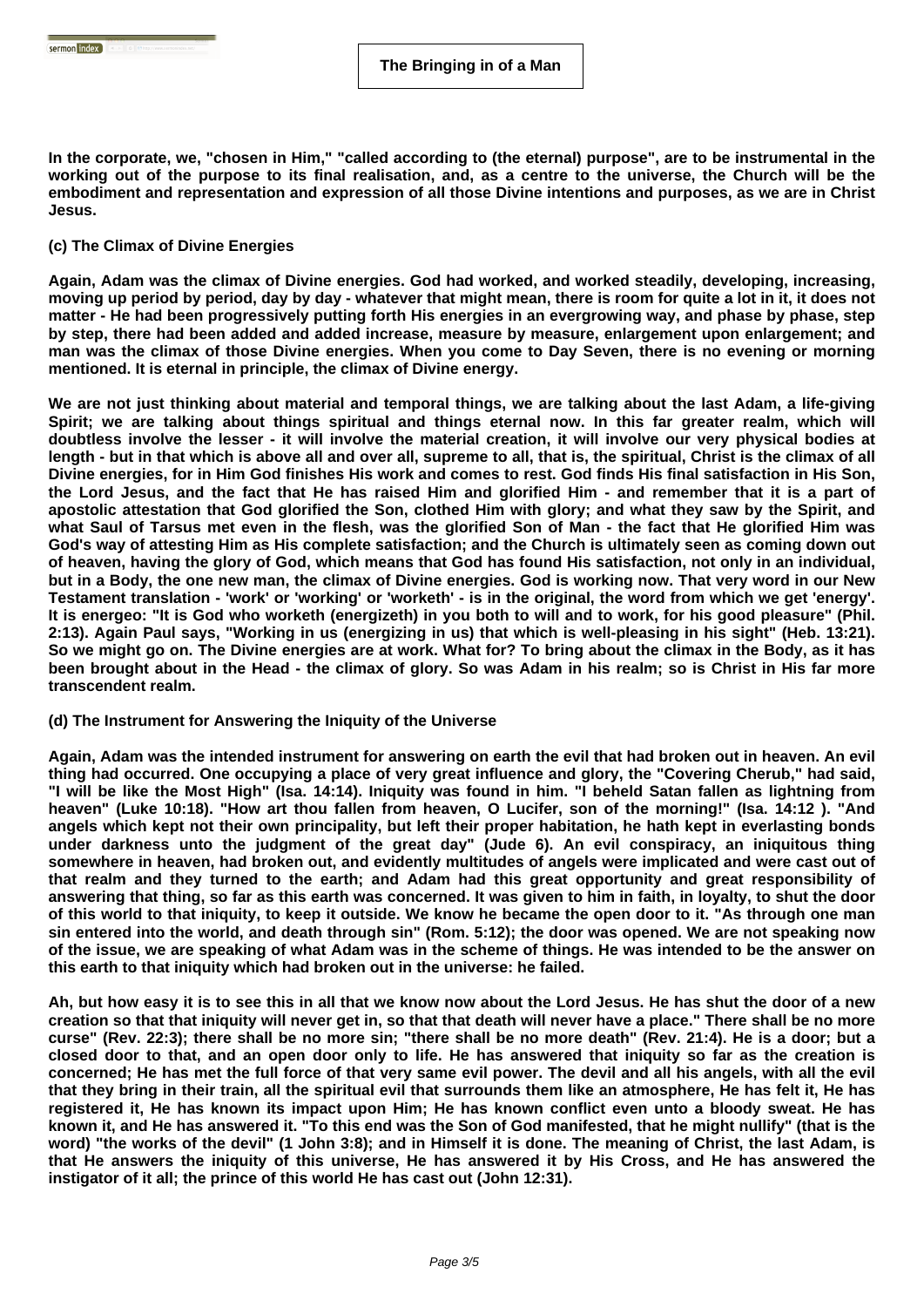In the corporate, we, "chosen in Him," "called according to (the eternal) purpose", are to be instrumental in the working out of the purpose to its final realisation, and, as a centre to the universe, the Church will be the embodiment and representation and expression of all those Divine intentions and purposes, as we are in Christ Jesus.

### (c) The Climax of Divine Energies

Again, Adam was the climax of Divine energies. God had worked, and worked steadily, developing, increasing, moving up period by period, day by day - whatever that might mean, there is room for quite a lot in it, it does not matter - He had been progressively putting forth His energies in an evergrowing way, and phase by phase, step by step, there had been added and added increase, measure by measure, enlargement upon enlargement; and man was the climax of those Divine energies. When you come to Day Seven, there is no evening or morning mentioned. It is eternal in principle, the climax of Divine energy.

We are not just thinking about material and temporal things, we are talking about the last Adam, a life-giving Spirit; we are talking about things spiritual and things eternal now. In this far greater realm, which will doubtless involve the lesser - it will involve the material creation, it will involve our very physical bodies at length - but in that which is above all and over all, supreme to all, that is, the spiritual, Christ is the climax of all Divine energies, for in Him God finishes His work and comes to rest. God finds His final satisfaction in His Son, the Lord Jesus, and the fact that He has raised Him and glorified Him - and remember that it is a part of apostolic attestation that God glorified the Son, clothed Him with glory; and what they saw by the Spirit, and what Saul of Tarsus met even in the flesh, was the glorified Son of Man - the fact that He glorified Him was God's way of attesting Him as His complete satisfaction; and the Church is ultimately seen as coming down out of heaven, having the glory of God, which means that God has found His satisfaction, not only in an individual, but in a Body, the one new man, the climax of Divine energies. God is working now. That very word in our New Testament translation - 'work' or 'working' or 'worketh' - is in the original, the word from which we get 'energy'. It is energeo: "It is God who worketh (energizeth) in you both to will and to work, for his good pleasure" (Phil. 2:13). Again Paul says, "Working in us (energizing in us) that which is well-pleasing in his sight" (Heb. 13:21). So we might go on. The Divine energies are at work. What for? To bring about the climax in the Body, as it has been brought about in the Head - the climax of glory. So was Adam in his realm; so is Christ in His far more transcendent realm.

### (d) The Instrument for Answering the Iniquity of the Universe

Again, Adam was the intended instrument for answering on earth the evil that had broken out in heaven. An evil thing had occurred. One occupying a place of very great influence and glory, the "Covering Cherub," had said, "I will be like the Most High" (Isa. 14:14). Iniquity was found in him. "I beheld Satan fallen as lightning from heaven" (Luke 10:18). "How art thou fallen from heaven, O Lucifer, son of the morning!" (Isa. 14:12 ). "And angels which kept not their own principality, but left their proper habitation, he hath kept in everlasting bonds under darkness unto the judgment of the great day" (Jude 6). An evil conspiracy, an iniquitous thing somewhere in heaven, had broken out, and evidently multitudes of angels were implicated and were cast out of that realm and they turned to the earth; and Adam had this great opportunity and great responsibility of answering that thing, so far as this earth was concerned. It was given to him in faith, in loyalty, to shut the door of this world to that iniquity, to keep it outside. We know he became the open door to it. "As through one man sin entered into the world, and death through sin" (Rom. 5:12); the door was opened. We are not speaking now of the issue, we are speaking of what Adam was in the scheme of things. He was intended to be the answer on this earth to that iniquity which had broken out in the universe: he failed.

Ah, but how easy it is to see this in all that we know now about the Lord Jesus. He has shut the door of a new creation so that that iniquity will never get in, so that that death will never have a place." There shall be no more curse" (Rev. 22:3); there shall be no more sin; "there shall be no more death" (Rev. 21:4). He is a door; but a closed door to that, and an open door only to life. He has answered that iniquity so far as the creation is concerned; He has met the full force of that very same evil power. The devil and all his angels, with all the evil that they bring in their train, all the spiritual evil that surrounds them like an atmosphere, He has felt it, He has registered it, He has known its impact upon Him; He has known conflict even unto a bloody sweat. He has known it, and He has answered it. "To this end was the Son of God manifested, that he might nullify" (that is the word) "the works of the devil" (1 John 3:8); and in Himself it is done. The meaning of Christ, the last Adam, is that He answers the iniquity of this universe, He has answered it by His Cross, and He has answered the instigator of it all; the prince of this world He has cast out (John 12:31).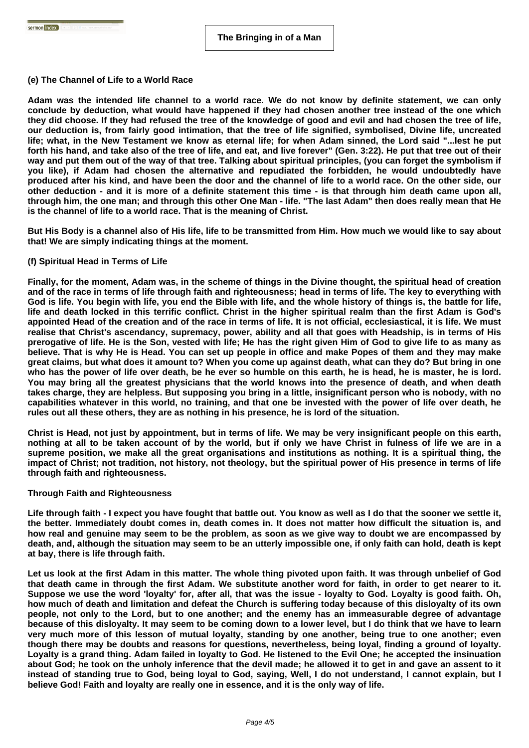### (e) The Channel of Life to a World Race

Adam was the intended life channel to a world race. We do not know by definite statement, we can only conclude by deduction, what would have happened if they had chosen another tree instead of the one which they did choose. If they had refused the tree of the knowledge of good and evil and had chosen the tree of life, our deduction is, from fairly good intimation, that the tree of life signified, symbolised, Divine life, uncreated life; what, in the New Testament we know as eternal life; for when Adam sinned, the Lord said "...lest he put forth his hand, and take also of the tree of life, and eat, and live forever" (Gen. 3:22). He put that tree out of their way and put them out of the way of that tree. Talking about spiritual principles, (you can forget the symbolism if you like), if Adam had chosen the alternative and repudiated the forbidden, he would undoubtedly have produced after his kind, and have been the door and the channel of life to a world race. On the other side, our other deduction - and it is more of a definite statement this time - is that through him death came upon all, through him, the one man; and through this other One Man - life. "The last Adam" then does really mean that He is the channel of life to a world race. That is the meaning of Christ.

But His Body is a channel also of His life, life to be transmitted from Him. How much we would like to say about that! We are simply indicating things at the moment.

### (f) Spiritual Head in Terms of Life

Finally, for the moment, Adam was, in the scheme of things in the Divine thought, the spiritual head of creation and of the race in terms of life through faith and righteousness; head in terms of life. The key to everything with God is life. You begin with life, you end the Bible with life, and the whole history of things is, the battle for life, life and death locked in this terrific conflict. Christ in the higher spiritual realm than the first Adam is God's appointed Head of the creation and of the race in terms of life. It is not official, ecclesiastical, it is life. We must realise that Christ's ascendancy, supremacy, power, ability and all that goes with Headship, is in terms of His prerogative of life. He is the Son, vested with life; He has the right given Him of God to give life to as many as believe. That is why He is Head. You can set up people in office and make Popes of them and they may make great claims, but what does it amount to? When you come up against death, what can they do? But bring in one who has the power of life over death, be he ever so humble on this earth, he is head, he is master, he is lord. You may bring all the greatest physicians that the world knows into the presence of death, and when death takes charge, they are helpless. But supposing you bring in a little, insignificant person who is nobody, with no capabilities whatever in this world, no training, and that one be invested with the power of life over death, he rules out all these others, they are as nothing in his presence, he is lord of the situation.

Christ is Head, not just by appointment, but in terms of life. We may be very insignificant people on this earth, nothing at all to be taken account of by the world, but if only we have Christ in fulness of life we are in a supreme position, we make all the great organisations and institutions as nothing. It is a spiritual thing, the impact of Christ; not tradition, not history, not theology, but the spiritual power of His presence in terms of life through faith and righteousness.

### Through Faith and Righteousness

Life through faith - I expect you have fought that battle out. You know as well as I do that the sooner we settle it, the better. Immediately doubt comes in, death comes in. It does not matter how difficult the situation is, and how real and genuine may seem to be the problem, as soon as we give way to doubt we are encompassed by death, and, although the situation may seem to be an utterly impossible one, if only faith can hold, death is kept at bay, there is life through faith.

Let us look at the first Adam in this matter. The whole thing pivoted upon faith. It was through unbelief of God that death came in through the first Adam. We substitute another word for faith, in order to get nearer to it. Suppose we use the word 'loyalty' for, after all, that was the issue - loyalty to God. Loyalty is good faith. Oh, how much of death and limitation and defeat the Church is suffering today because of this disloyalty of its own people, not only to the Lord, but to one another; and the enemy has an immeasurable degree of advantage because of this disloyalty. It may seem to be coming down to a lower level, but I do think that we have to learn very much more of this lesson of mutual loyalty, standing by one another, being true to one another; even though there may be doubts and reasons for questions, nevertheless, being loyal, finding a ground of loyalty. Loyalty is a grand thing. Adam failed in loyalty to God. He listened to the Evil One; he accepted the insinuation about God; he took on the unholy inference that the devil made; he allowed it to get in and gave an assent to it instead of standing true to God, being loyal to God, saying, Well, I do not understand, I cannot explain, but I believe God! Faith and loyalty are really one in essence, and it is the only way of life.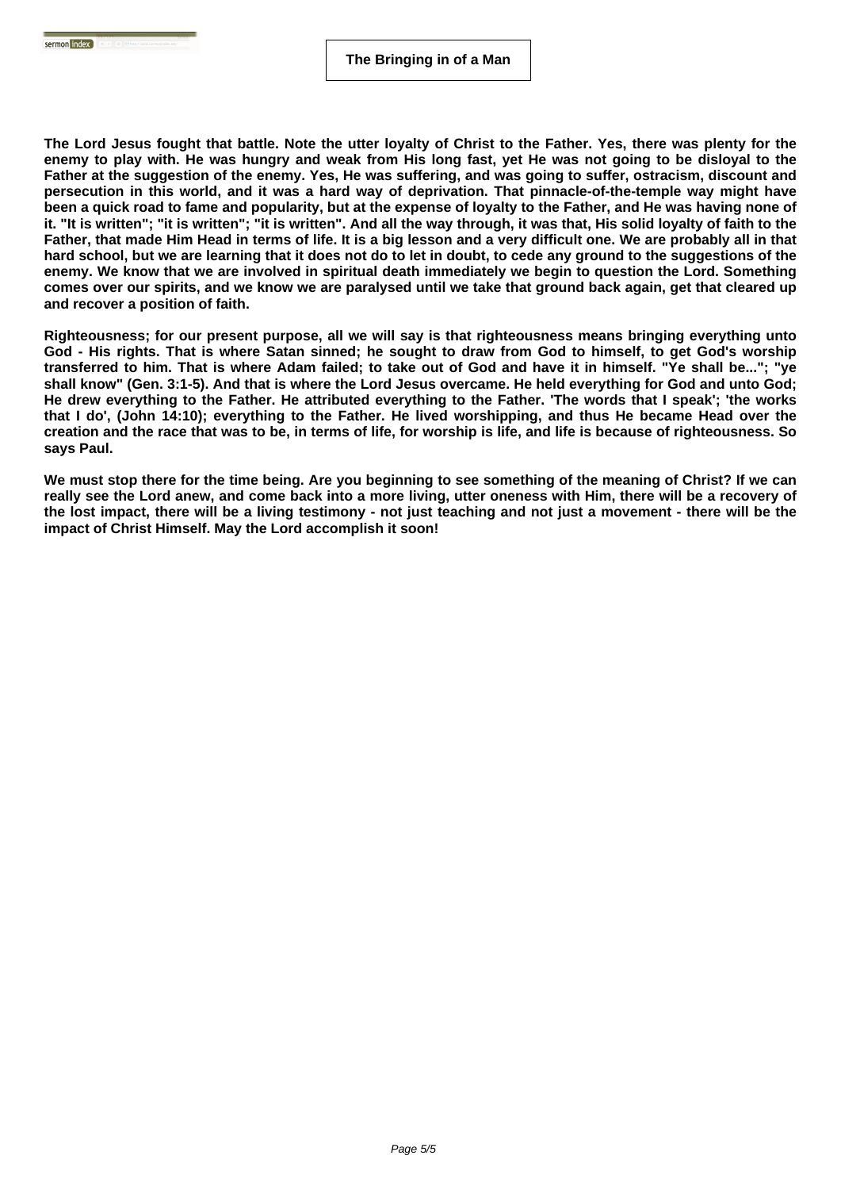**The Lord Jesus fought that battle. Note the utter loyalty of Christ to the Father. Yes, there was plenty for the enemy to play with. He was hungry and weak from His long fast, yet He was not going to be disloyal to the Father at the suggestion of the enemy. Yes, He was suffering, and was going to suffer, ostracism, discount and persecution in this world, and it was a hard way of deprivation. That pinnacle-of-the-temple way might have been a quick road to fame and popularity, but at the expense of loyalty to the Father, and He was having none of it. "It is written"; "it is written"; "it is written". And all the way through, it was that, His solid loyalty of faith to the Father, that made Him Head in terms of life. It is a big lesson and a very difficult one. We are probably all in that hard school, but we are learning that it does not do to let in doubt, to cede any ground to the suggestions of the enemy. We know that we are involved in spiritual death immediately we begin to question the Lord. Something comes over our spirits, and we know we are paralysed until we take that ground back again, get that cleared up and recover a position of faith.**

**Righteousness; for our present purpose, all we will say is that righteousness means bringing everything unto God - His rights. That is where Satan sinned; he sought to draw from God to himself, to get God's worship transferred to him. That is where Adam failed; to take out of God and have it in himself. "Ye shall be..."; "ye shall know" (Gen. 3:1-5). And that is where the Lord Jesus overcame. He held everything for God and unto God; He drew everything to the Father. He attributed everything to the Father. 'The words that I speak'; 'the works that I do', (John 14:10); everything to the Father. He lived worshipping, and thus He became Head over the creation and the race that was to be, in terms of life, for worship is life, and life is because of righteousness. So says Paul.**

**We must stop there for the time being. Are you beginning to see something of the meaning of Christ? If we can really see the Lord anew, and come back into a more living, utter oneness with Him, there will be a recovery of the lost impact, there will be a living testimony - not just teaching and not just a movement - there will be the impact of Christ Himself. May the Lord accomplish it soon!**